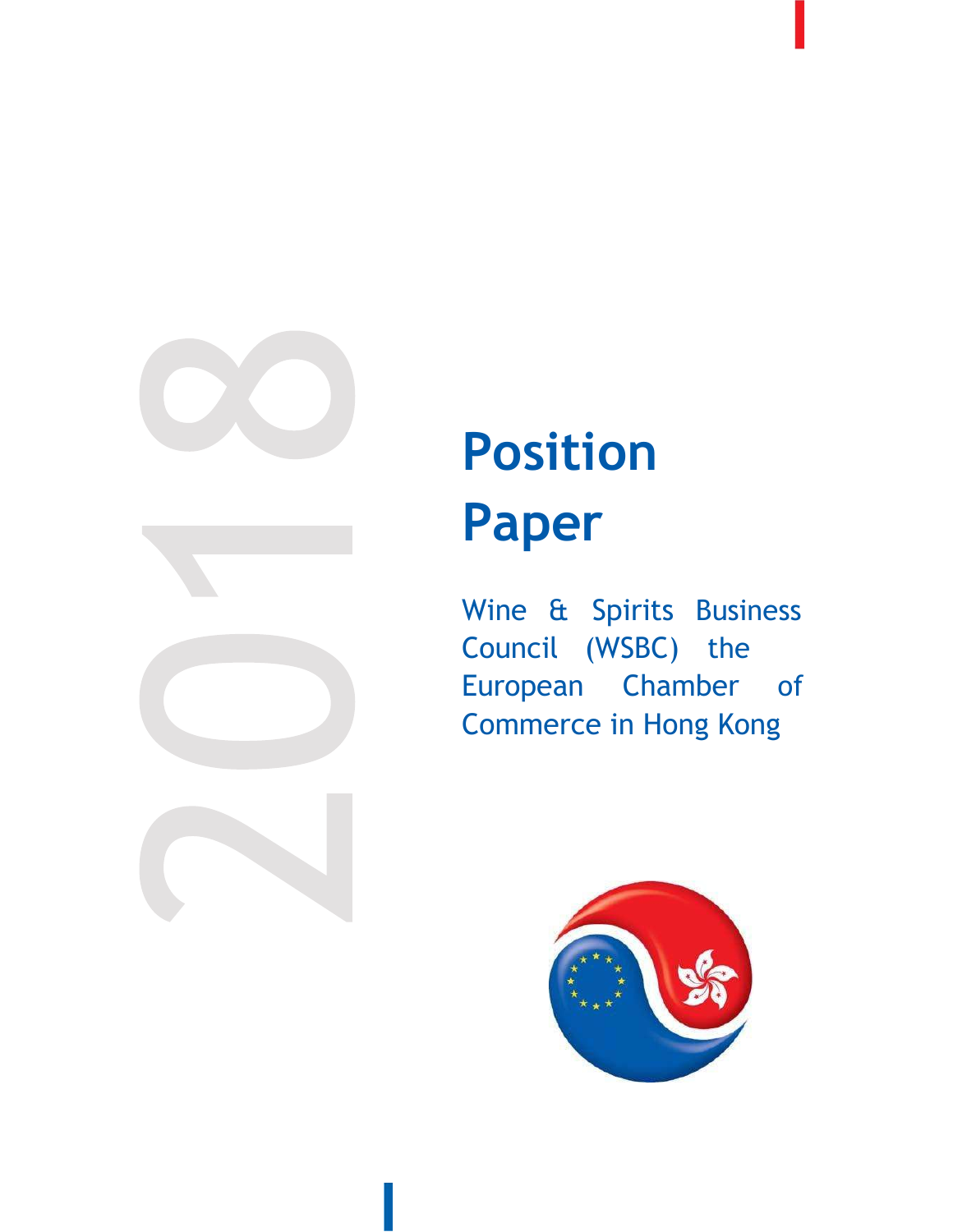2018

# Position Paper

Wine & Spirits Business Council (WSBC) the European Chamber of Commerce in Hong Kong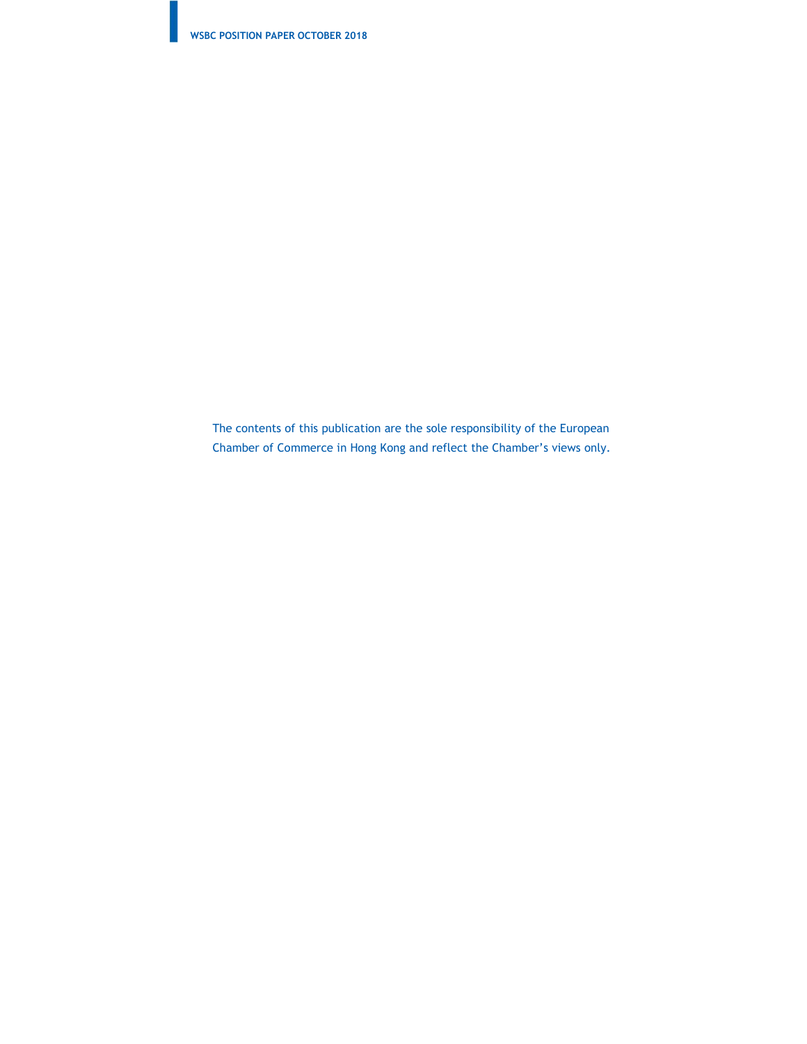The contents of this publication are the sole responsibility of the European Chamber of Commerce in Hong Kong and reflect the Chamber's views only.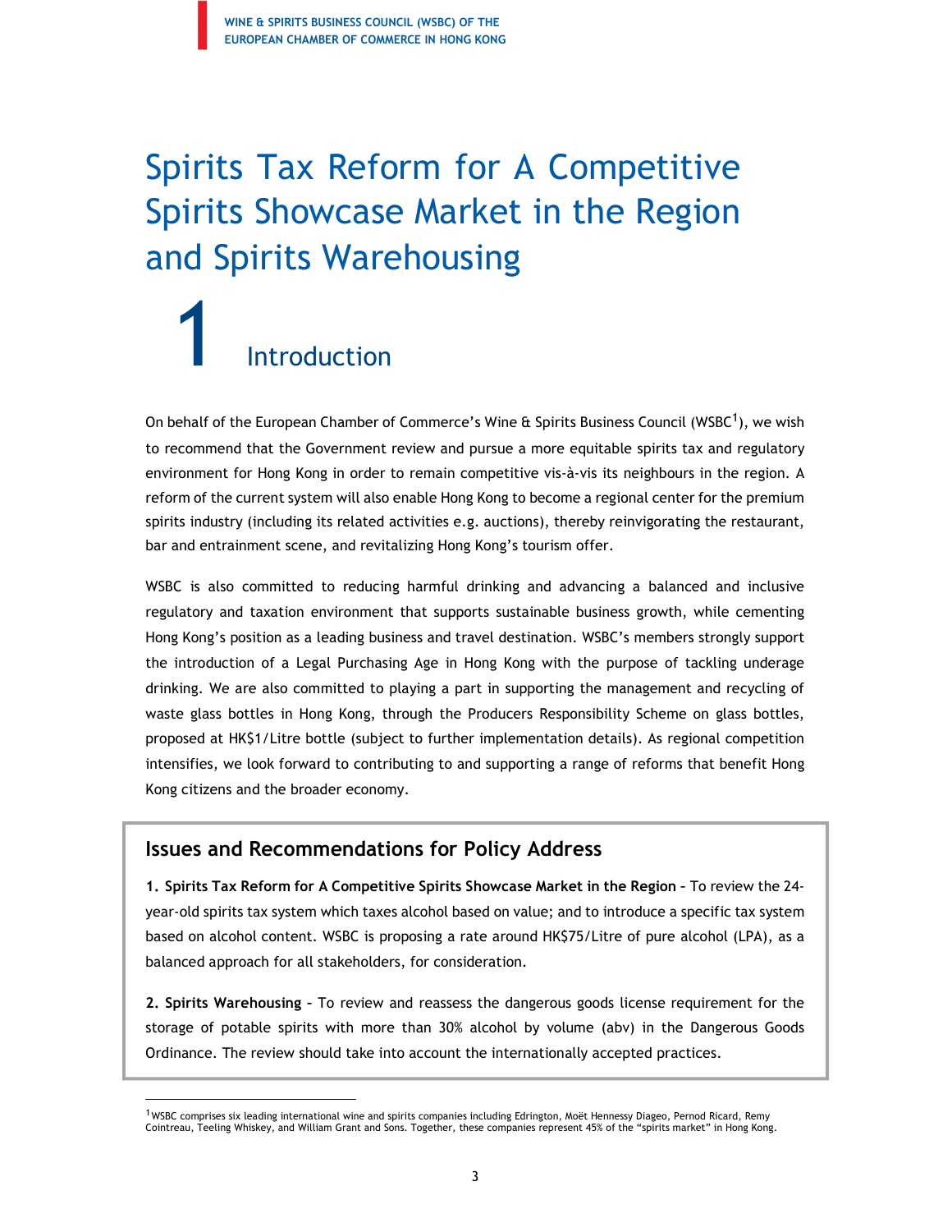# Spirits Tax Reform for A Competitive Spirits Showcase Market in the Region and Spirits Warehousing

## 1 Introduction

On behalf of the European Chamber of Commerce's Wine & Spirits Business Council (WSBC[1]), we wish to recommend that the Government review and pursue a more equitable spirits tax and regulatory environment for Hong Kong in order to remain competitive vis-à-vis its neighbours in the region. A reform of the current system will also enable Hong Kong to become a regional center for the premium spirits industry (including its related activities e.g. auctions), thereby reinvigorating the restaurant, bar and entrainment scene, and revitalizing Hong Kong's tourism offer.

WSBC is also committed to reducing harmful drinking and advancing a balanced and inclusive regulatory and taxation environment that supports sustainable business growth, while cementing Hong Kong's position as a leading business and travel destination. WSBC's members strongly support the introduction of a Legal Purchasing Age in Hong Kong with the purpose of tackling underage drinking. We are also committed to playing a part in supporting the management and recycling of waste glass bottles in Hong Kong, through the Producers Responsibility Scheme on glass bottles, proposed at HK$1/Litre bottle (subject to further implementation details). As regional competition intensifies, we look forward to contributing to and supporting a range of reforms that benefit Hong Kong citizens and the broader economy.

### Issues and Recommendations for Policy Address

**1. Spirits Tax Reform for A Competitive Spirits Showcase Market in the Region** – To review the 24-year-old spirits tax system which taxes alcohol based on value; and to introduce a specific tax system based on alcohol content. WSBC is proposing a rate around HK$75/Litre of pure alcohol (LPA), as a balanced approach for all stakeholders, for consideration.

**2. Spirits Warehousing** – To review and reassess the dangerous goods license requirement for the storage of potable spirits with more than 30% alcohol by volume (abv) in the Dangerous Goods Ordinance. The review should take into account the internationally accepted practices.

---

[1] WSBC comprises six leading international wine and spirits companies including Edrington, Moët Hennessy Diageo, Pernod Ricard, Remy Cointreau, Teeling Whiskey, and William Grant and Sons. Together, these companies represent 45% of the "spirits market" in Hong Kong.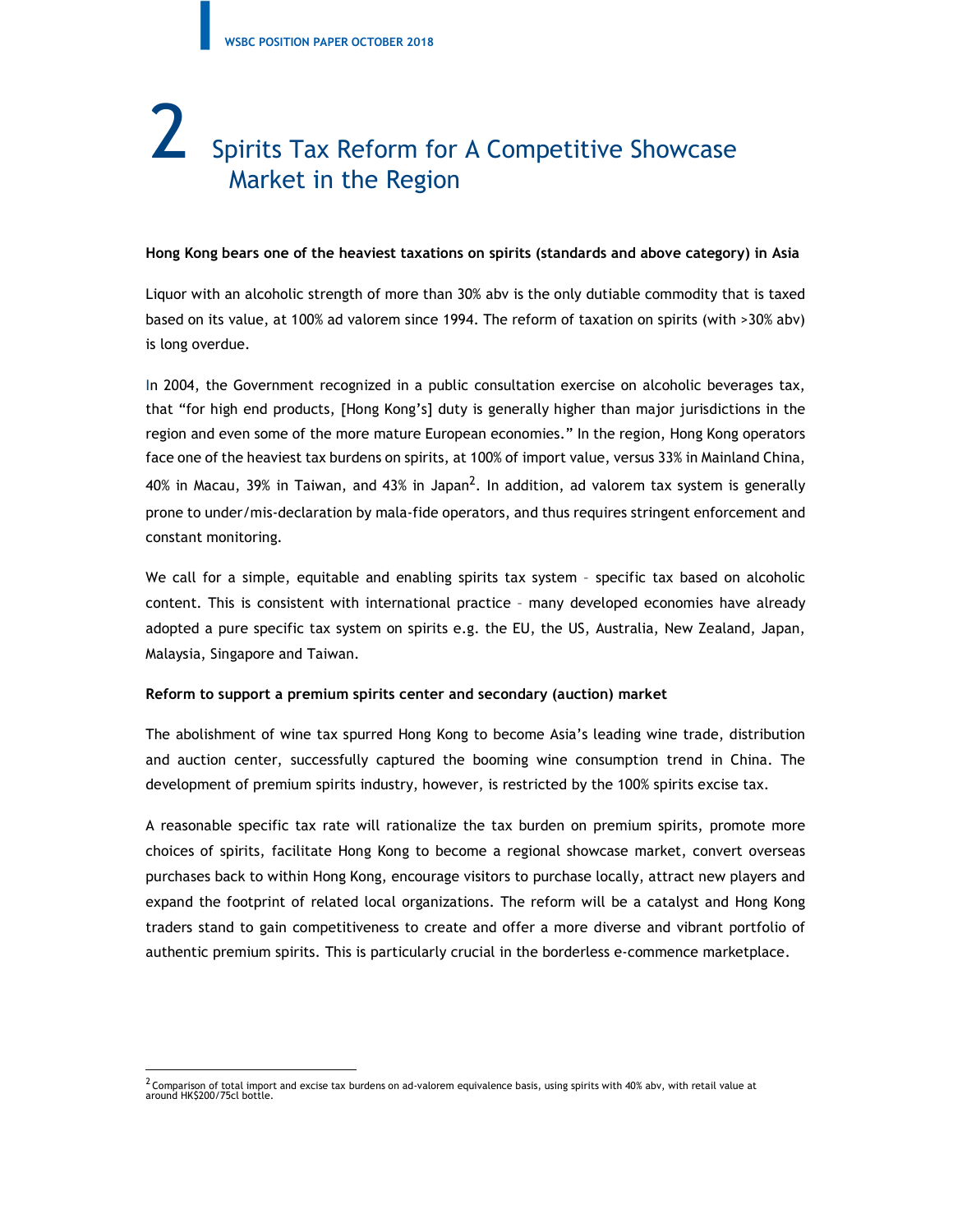# 2 Spirits Tax Reform for A Competitive Showcase Market in the Region

**Hong Kong bears one of the heaviest taxations on spirits (standards and above category) in Asia**

Liquor with an alcoholic strength of more than 30% abv is the only dutiable commodity that is taxed based on its value, at 100% ad valorem since 1994. The reform of taxation on spirits (with >30% abv) is long overdue.

In 2004, the Government recognized in a public consultation exercise on alcoholic beverages tax, that "for high end products, [Hong Kong's] duty is generally higher than major jurisdictions in the region and even some of the more mature European economies." In the region, Hong Kong operators face one of the heaviest tax burdens on spirits, at 100% of import value, versus 33% in Mainland China, 40% in Macau, 39% in Taiwan, and 43% in Japan[2]. In addition, ad valorem tax system is generally prone to under/mis-declaration by mala-fide operators, and thus requires stringent enforcement and constant monitoring.

We call for a simple, equitable and enabling spirits tax system – specific tax based on alcoholic content. This is consistent with international practice – many developed economies have already adopted a pure specific tax system on spirits e.g. the EU, the US, Australia, New Zealand, Japan, Malaysia, Singapore and Taiwan.

**Reform to support a premium spirits center and secondary (auction) market**

The abolishment of wine tax spurred Hong Kong to become Asia's leading wine trade, distribution and auction center, successfully captured the booming wine consumption trend in China. The development of premium spirits industry, however, is restricted by the 100% spirits excise tax.

A reasonable specific tax rate will rationalize the tax burden on premium spirits, promote more choices of spirits, facilitate Hong Kong to become a regional showcase market, convert overseas purchases back to within Hong Kong, encourage visitors to purchase locally, attract new players and expand the footprint of related local organizations. The reform will be a catalyst and Hong Kong traders stand to gain competitiveness to create and offer a more diverse and vibrant portfolio of authentic premium spirits. This is particularly crucial in the borderless e-commence marketplace.

[2] Comparison of total import and excise tax burdens on ad-valorem equivalence basis, using spirits with 40% abv, with retail value at around HK$200/75cl bottle.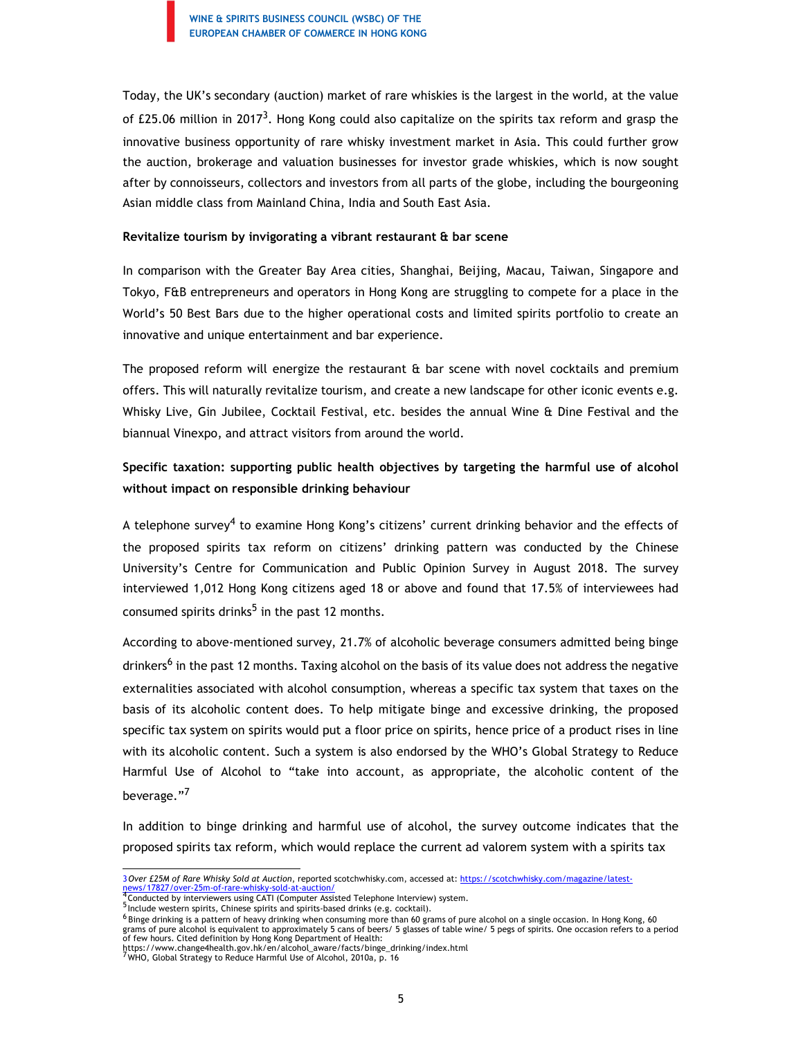Today, the UK's secondary (auction) market of rare whiskies is the largest in the world, at the value of £25.06 million in 2017[3]. Hong Kong could also capitalize on the spirits tax reform and grasp the innovative business opportunity of rare whisky investment market in Asia. This could further grow the auction, brokerage and valuation businesses for investor grade whiskies, which is now sought after by connoisseurs, collectors and investors from all parts of the globe, including the bourgeoning Asian middle class from Mainland China, India and South East Asia.

**Revitalize tourism by invigorating a vibrant restaurant & bar scene**

In comparison with the Greater Bay Area cities, Shanghai, Beijing, Macau, Taiwan, Singapore and Tokyo, F&B entrepreneurs and operators in Hong Kong are struggling to compete for a place in the World's 50 Best Bars due to the higher operational costs and limited spirits portfolio to create an innovative and unique entertainment and bar experience.

The proposed reform will energize the restaurant & bar scene with novel cocktails and premium offers. This will naturally revitalize tourism, and create a new landscape for other iconic events e.g. Whisky Live, Gin Jubilee, Cocktail Festival, etc. besides the annual Wine & Dine Festival and the biannual Vinexpo, and attract visitors from around the world.

**Specific taxation: supporting public health objectives by targeting the harmful use of alcohol without impact on responsible drinking behaviour**

A telephone survey[4] to examine Hong Kong's citizens' current drinking behavior and the effects of the proposed spirits tax reform on citizens' drinking pattern was conducted by the Chinese University's Centre for Communication and Public Opinion Survey in August 2018. The survey interviewed 1,012 Hong Kong citizens aged 18 or above and found that 17.5% of interviewees had consumed spirits drinks[5] in the past 12 months.

According to above-mentioned survey, 21.7% of alcoholic beverage consumers admitted being binge drinkers[6] in the past 12 months. Taxing alcohol on the basis of its value does not address the negative externalities associated with alcohol consumption, whereas a specific tax system that taxes on the basis of its alcoholic content does. To help mitigate binge and excessive drinking, the proposed specific tax system on spirits would put a floor price on spirits, hence price of a product rises in line with its alcoholic content. Such a system is also endorsed by the WHO's Global Strategy to Reduce Harmful Use of Alcohol to "take into account, as appropriate, the alcoholic content of the beverage."[7]

In addition to binge drinking and harmful use of alcohol, the survey outcome indicates that the proposed spirits tax reform, which would replace the current ad valorem system with a spirits tax

---

[3] *Over £25M of Rare Whisky Sold at Auction*, reported scotchwhisky.com, accessed at: https://scotchwhisky.com/magazine/latest-news/17827/over-25m-of-rare-whisky-sold-at-auction/

[4] Conducted by interviewers using CATI (Computer Assisted Telephone Interview) system.

[5] Include western spirits, Chinese spirits and spirits-based drinks (e.g. cocktail).

[6] Binge drinking is a pattern of heavy drinking when consuming more than 60 grams of pure alcohol on a single occasion. In Hong Kong, 60 grams of pure alcohol is equivalent to approximately 5 cans of beers/ 5 glasses of table wine/ 5 pegs of spirits. One occasion refers to a period of few hours. Cited definition by Hong Kong Department of Health: https://www.change4health.gov.hk/en/alcohol_aware/facts/binge_drinking/index.html

[7] WHO, Global Strategy to Reduce Harmful Use of Alcohol, 2010a, p. 16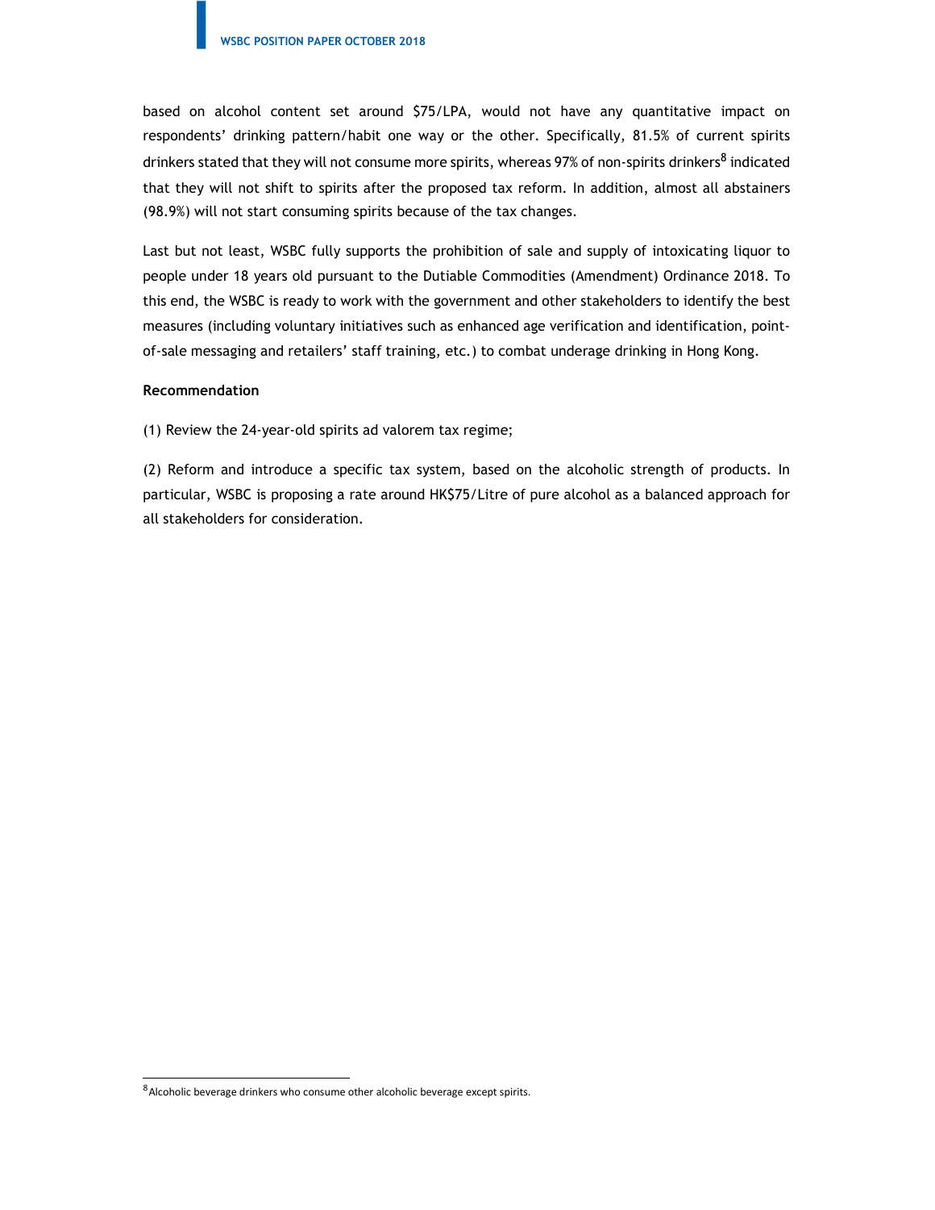based on alcohol content set around $75/LPA, would not have any quantitative impact on respondents' drinking pattern/habit one way or the other. Specifically, 81.5% of current spirits drinkers stated that they will not consume more spirits, whereas 97% of non-spirits drinkers[8] indicated that they will not shift to spirits after the proposed tax reform. In addition, almost all abstainers (98.9%) will not start consuming spirits because of the tax changes.

Last but not least, WSBC fully supports the prohibition of sale and supply of intoxicating liquor to people under 18 years old pursuant to the Dutiable Commodities (Amendment) Ordinance 2018. To this end, the WSBC is ready to work with the government and other stakeholders to identify the best measures (including voluntary initiatives such as enhanced age verification and identification, point-of-sale messaging and retailers' staff training, etc.) to combat underage drinking in Hong Kong.

**Recommendation**

(1) Review the 24-year-old spirits ad valorem tax regime;

(2) Reform and introduce a specific tax system, based on the alcoholic strength of products. In particular, WSBC is proposing a rate around HK$75/Litre of pure alcohol as a balanced approach for all stakeholders for consideration.

---

[8] Alcoholic beverage drinkers who consume other alcoholic beverage except spirits.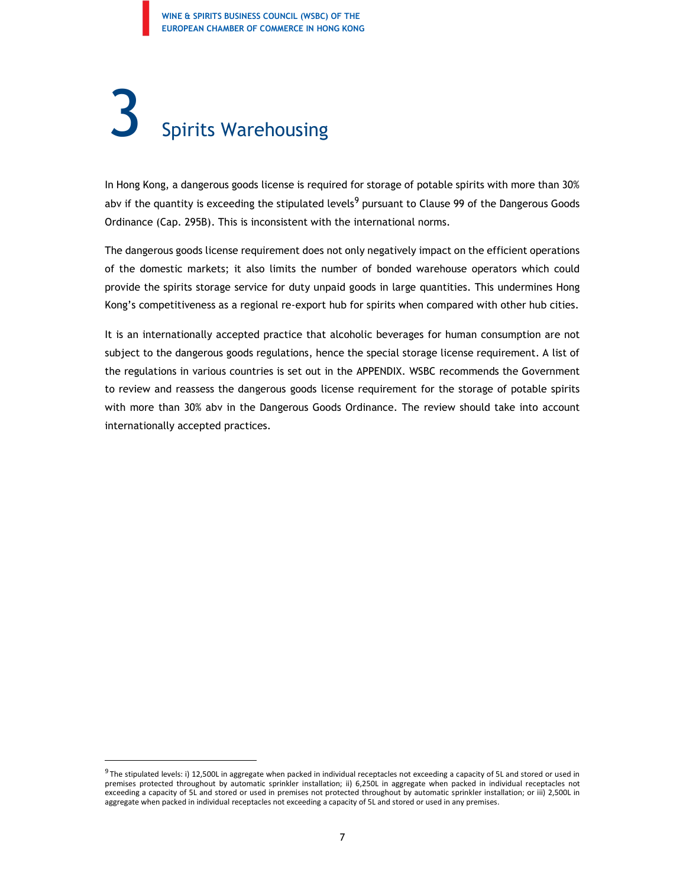# 3 Spirits Warehousing

In Hong Kong, a dangerous goods license is required for storage of potable spirits with more than 30% abv if the quantity is exceeding the stipulated levels[9] pursuant to Clause 99 of the Dangerous Goods Ordinance (Cap. 295B). This is inconsistent with the international norms.

The dangerous goods license requirement does not only negatively impact on the efficient operations of the domestic markets; it also limits the number of bonded warehouse operators which could provide the spirits storage service for duty unpaid goods in large quantities. This undermines Hong Kong's competitiveness as a regional re-export hub for spirits when compared with other hub cities.

It is an internationally accepted practice that alcoholic beverages for human consumption are not subject to the dangerous goods regulations, hence the special storage license requirement. A list of the regulations in various countries is set out in the APPENDIX. WSBC recommends the Government to review and reassess the dangerous goods license requirement for the storage of potable spirits with more than 30% abv in the Dangerous Goods Ordinance. The review should take into account internationally accepted practices.

---

[9] The stipulated levels: i) 12,500L in aggregate when packed in individual receptacles not exceeding a capacity of 5L and stored or used in premises protected throughout by automatic sprinkler installation; ii) 6,250L in aggregate when packed in individual receptacles not exceeding a capacity of 5L and stored or used in premises not protected throughout by automatic sprinkler installation; or iii) 2,500L in aggregate when packed in individual receptacles not exceeding a capacity of 5L and stored or used in any premises.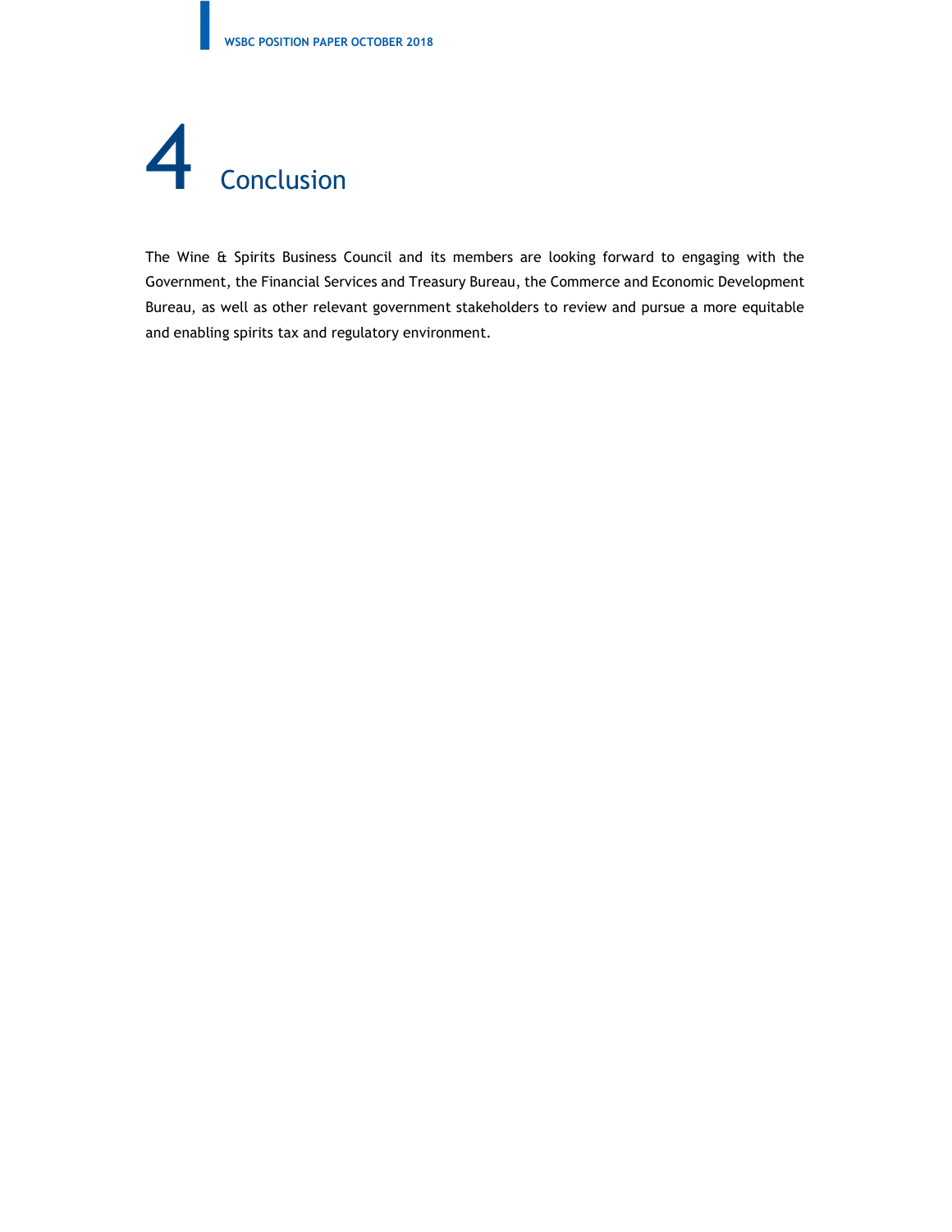# 4 Conclusion

The Wine & Spirits Business Council and its members are looking forward to engaging with the Government, the Financial Services and Treasury Bureau, the Commerce and Economic Development Bureau, as well as other relevant government stakeholders to review and pursue a more equitable and enabling spirits tax and regulatory environment.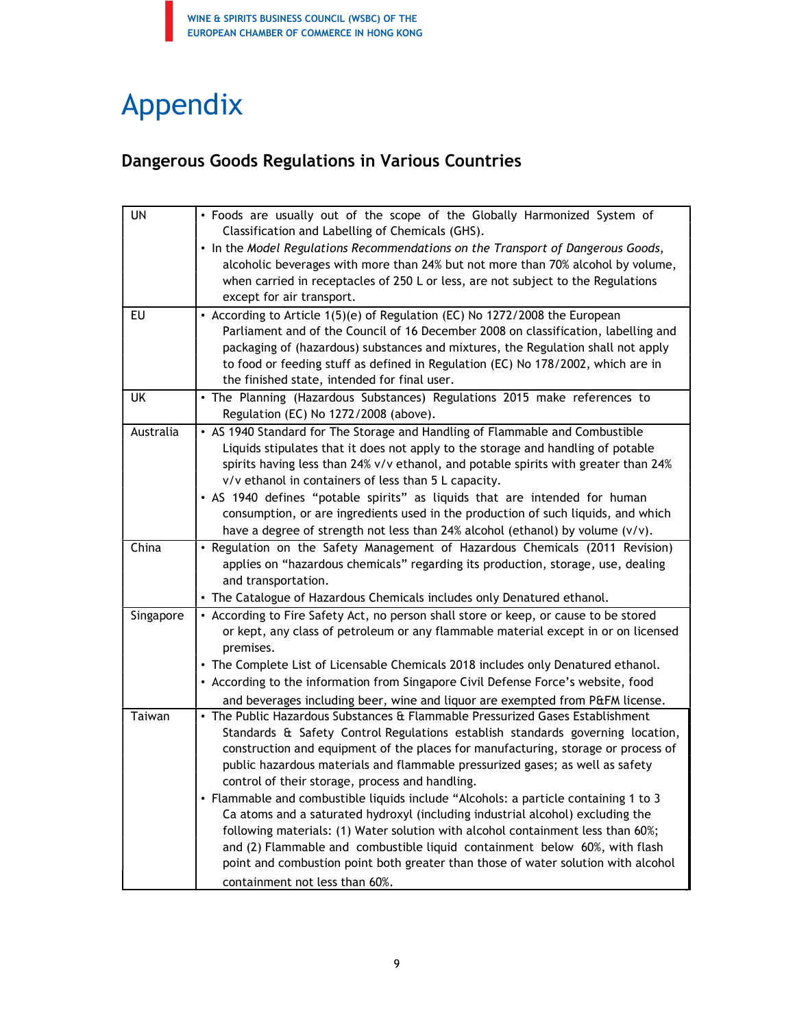# Appendix

## Dangerous Goods Regulations in Various Countries

| | |
|---|---|
| UN | • Foods are usually out of the scope of the Globally Harmonized System of Classification and Labelling of Chemicals (GHS).<br>• In the *Model Regulations Recommendations on the Transport of Dangerous Goods*, alcoholic beverages with more than 24% but not more than 70% alcohol by volume, when carried in receptacles of 250 L or less, are not subject to the Regulations except for air transport. |
| EU | • According to Article 1(5)(e) of Regulation (EC) No 1272/2008 the European Parliament and of the Council of 16 December 2008 on classification, labelling and packaging of (hazardous) substances and mixtures, the Regulation shall not apply to food or feeding stuff as defined in Regulation (EC) No 178/2002, which are in the finished state, intended for final user. |
| UK | • The Planning (Hazardous Substances) Regulations 2015 make references to Regulation (EC) No 1272/2008 (above). |
| Australia | • AS 1940 Standard for The Storage and Handling of Flammable and Combustible Liquids stipulates that it does not apply to the storage and handling of potable spirits having less than 24% v/v ethanol, and potable spirits with greater than 24% v/v ethanol in containers of less than 5 L capacity.<br>• AS 1940 defines "potable spirits" as liquids that are intended for human consumption, or are ingredients used in the production of such liquids, and which have a degree of strength not less than 24% alcohol (ethanol) by volume (v/v). |
| China | • Regulation on the Safety Management of Hazardous Chemicals (2011 Revision) applies on "hazardous chemicals" regarding its production, storage, use, dealing and transportation.<br>• The Catalogue of Hazardous Chemicals includes only Denatured ethanol. |
| Singapore | • According to Fire Safety Act, no person shall store or keep, or cause to be stored or kept, any class of petroleum or any flammable material except in or on licensed premises.<br>• The Complete List of Licensable Chemicals 2018 includes only Denatured ethanol.<br>• According to the information from Singapore Civil Defense Force's website, food and beverages including beer, wine and liquor are exempted from P&FM license. |
| Taiwan | • The Public Hazardous Substances & Flammable Pressurized Gases Establishment Standards & Safety Control Regulations establish standards governing location, construction and equipment of the places for manufacturing, storage or process of public hazardous materials and flammable pressurized gases; as well as safety control of their storage, process and handling.<br>• Flammable and combustible liquids include "Alcohols: a particle containing 1 to 3 Ca atoms and a saturated hydroxyl (including industrial alcohol) excluding the following materials: (1) Water solution with alcohol containment less than 60%; and (2) Flammable and combustible liquid containment below 60%, with flash point and combustion point both greater than those of water solution with alcohol containment not less than 60%. |